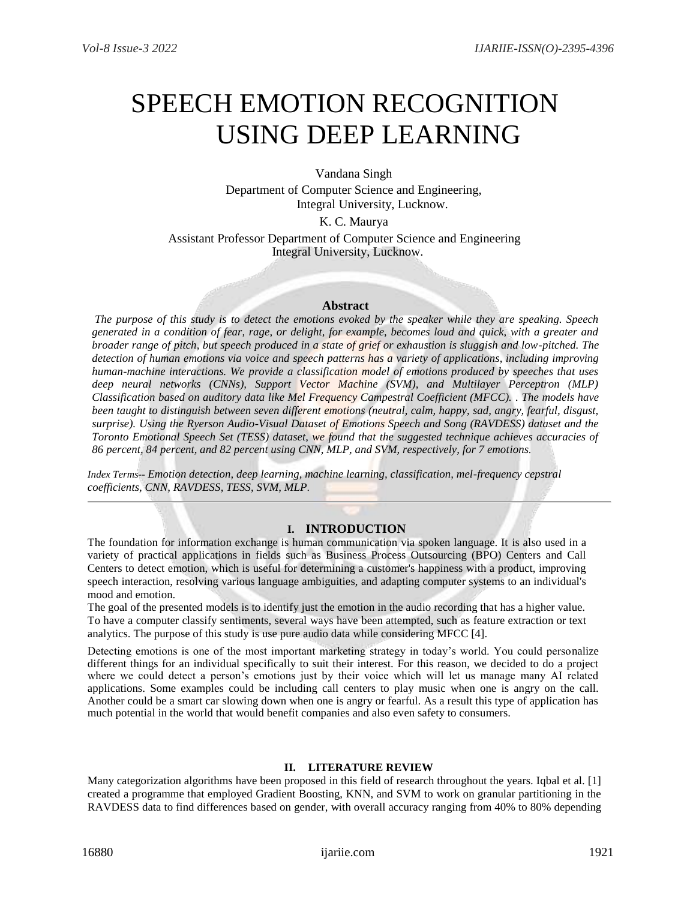# SPEECH EMOTION RECOGNITION USING DEEP LEARNING

Vandana Singh
Department of Computer Science and Engineering,
Integral University, Lucknow.

K. C. Maurya
Assistant Professor Department of Computer Science and Engineering
Integral University, Lucknow.

### Abstract

*The purpose of this study is to detect the emotions evoked by the speaker while they are speaking. Speech generated in a condition of fear, rage, or delight, for example, becomes loud and quick, with a greater and broader range of pitch, but speech produced in a state of grief or exhaustion is sluggish and low-pitched. The detection of human emotions via voice and speech patterns has a variety of applications, including improving human-machine interactions. We provide a classification model of emotions produced by speeches that uses deep neural networks (CNNs), Support Vector Machine (SVM), and Multilayer Perceptron (MLP) Classification based on auditory data like Mel Frequency Campestral Coefficient (MFCC). . The models have been taught to distinguish between seven different emotions (neutral, calm, happy, sad, angry, fearful, disgust, surprise). Using the Ryerson Audio-Visual Dataset of Emotions Speech and Song (RAVDESS) dataset and the Toronto Emotional Speech Set (TESS) dataset, we found that the suggested technique achieves accuracies of 86 percent, 84 percent, and 82 percent using CNN, MLP, and SVM, respectively, for 7 emotions.*

*Index Terms-- Emotion detection, deep learning, machine learning, classification, mel-frequency cepstral coefficients, CNN, RAVDESS, TESS, SVM, MLP.*

## I. INTRODUCTION

The foundation for information exchange is human communication via spoken language. It is also used in a variety of practical applications in fields such as Business Process Outsourcing (BPO) Centers and Call Centers to detect emotion, which is useful for determining a customer's happiness with a product, improving speech interaction, resolving various language ambiguities, and adapting computer systems to an individual's mood and emotion.

The goal of the presented models is to identify just the emotion in the audio recording that has a higher value. To have a computer classify sentiments, several ways have been attempted, such as feature extraction or text analytics. The purpose of this study is use pure audio data while considering MFCC [4].

Detecting emotions is one of the most important marketing strategy in today's world. You could personalize different things for an individual specifically to suit their interest. For this reason, we decided to do a project where we could detect a person's emotions just by their voice which will let us manage many AI related applications. Some examples could be including call centers to play music when one is angry on the call. Another could be a smart car slowing down when one is angry or fearful. As a result this type of application has much potential in the world that would benefit companies and also even safety to consumers.

## II. LITERATURE REVIEW

Many categorization algorithms have been proposed in this field of research throughout the years. Iqbal et al. [1] created a programme that employed Gradient Boosting, KNN, and SVM to work on granular partitioning in the RAVDESS data to find differences based on gender, with overall accuracy ranging from 40% to 80% depending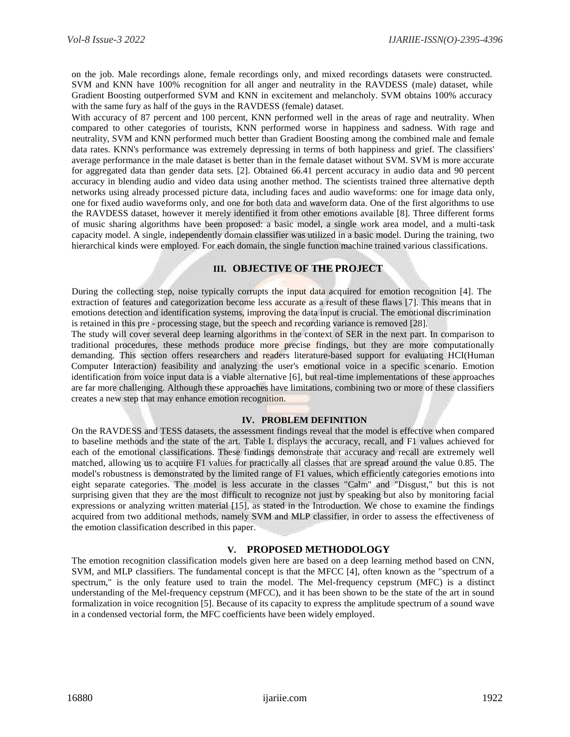on the job. Male recordings alone, female recordings only, and mixed recordings datasets were constructed. SVM and KNN have 100% recognition for all anger and neutrality in the RAVDESS (male) dataset, while Gradient Boosting outperformed SVM and KNN in excitement and melancholy. SVM obtains 100% accuracy with the same fury as half of the guys in the RAVDESS (female) dataset.

With accuracy of 87 percent and 100 percent, KNN performed well in the areas of rage and neutrality. When compared to other categories of tourists, KNN performed worse in happiness and sadness. With rage and neutrality, SVM and KNN performed much better than Gradient Boosting among the combined male and female data rates. KNN's performance was extremely depressing in terms of both happiness and grief. The classifiers' average performance in the male dataset is better than in the female dataset without SVM. SVM is more accurate for aggregated data than gender data sets. [2]. Obtained 66.41 percent accuracy in audio data and 90 percent accuracy in blending audio and video data using another method. The scientists trained three alternative depth networks using already processed picture data, including faces and audio waveforms: one for image data only, one for fixed audio waveforms only, and one for both data and waveform data. One of the first algorithms to use the RAVDESS dataset, however it merely identified it from other emotions available [8]. Three different forms of music sharing algorithms have been proposed: a basic model, a single work area model, and a multi-task capacity model. A single, independently domain classifier was utilized in a basic model. During the training, two hierarchical kinds were employed. For each domain, the single function machine trained various classifications.

## III. OBJECTIVE OF THE PROJECT

During the collecting step, noise typically corrupts the input data acquired for emotion recognition [4]. The extraction of features and categorization become less accurate as a result of these flaws [7]. This means that in emotions detection and identification systems, improving the data input is crucial. The emotional discrimination is retained in this pre - processing stage, but the speech and recording variance is removed [28].

The study will cover several deep learning algorithms in the context of SER in the next part. In comparison to traditional procedures, these methods produce more precise findings, but they are more computationally demanding. This section offers researchers and readers literature-based support for evaluating HCI(Human Computer Interaction) feasibility and analyzing the user's emotional voice in a specific scenario. Emotion identification from voice input data is a viable alternative [6], but real-time implementations of these approaches are far more challenging. Although these approaches have limitations, combining two or more of these classifiers creates a new step that may enhance emotion recognition.

## IV. PROBLEM DEFINITION

On the RAVDESS and TESS datasets, the assessment findings reveal that the model is effective when compared to baseline methods and the state of the art. Table I. displays the accuracy, recall, and F1 values achieved for each of the emotional classifications. These findings demonstrate that accuracy and recall are extremely well matched, allowing us to acquire F1 values for practically all classes that are spread around the value 0.85. The model's robustness is demonstrated by the limited range of F1 values, which efficiently categories emotions into eight separate categories. The model is less accurate in the classes "Calm" and "Disgust," but this is not surprising given that they are the most difficult to recognize not just by speaking but also by monitoring facial expressions or analyzing written material [15], as stated in the Introduction. We chose to examine the findings acquired from two additional methods, namely SVM and MLP classifier, in order to assess the effectiveness of the emotion classification described in this paper.

## V. PROPOSED METHODOLOGY

The emotion recognition classification models given here are based on a deep learning method based on CNN, SVM, and MLP classifiers. The fundamental concept is that the MFCC [4], often known as the "spectrum of a spectrum," is the only feature used to train the model. The Mel-frequency cepstrum (MFC) is a distinct understanding of the Mel-frequency cepstrum (MFCC), and it has been shown to be the state of the art in sound formalization in voice recognition [5]. Because of its capacity to express the amplitude spectrum of a sound wave in a condensed vectorial form, the MFC coefficients have been widely employed.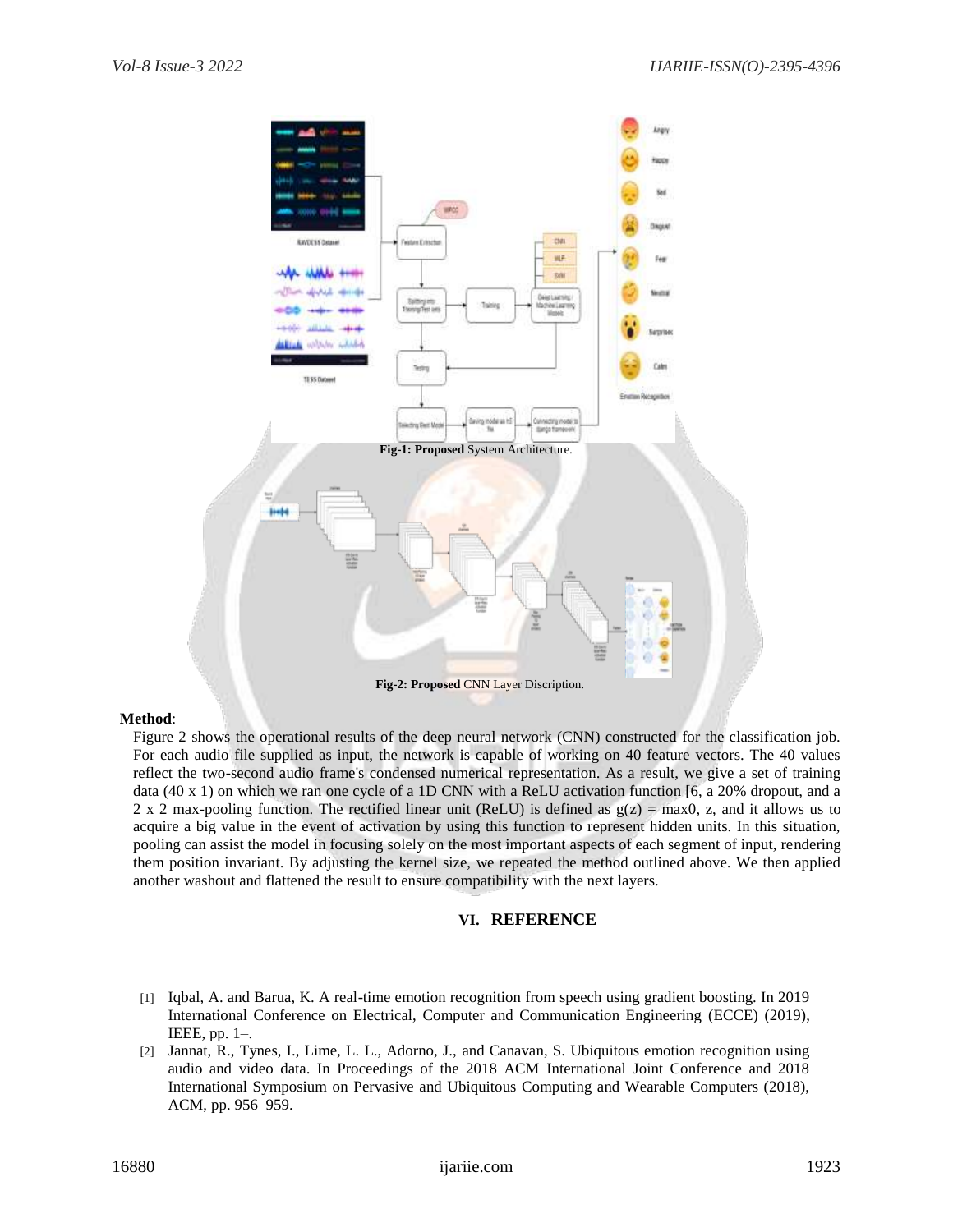**Fig-1: Proposed** System Architecture.

**Fig-2: Proposed** CNN Layer Discription.

**Method**:

Figure 2 shows the operational results of the deep neural network (CNN) constructed for the classification job. For each audio file supplied as input, the network is capable of working on 40 feature vectors. The 40 values reflect the two-second audio frame's condensed numerical representation. As a result, we give a set of training data (40 x 1) on which we ran one cycle of a 1D CNN with a ReLU activation function [6, a 20% dropout, and a 2 x 2 max-pooling function. The rectified linear unit (ReLU) is defined as $g(z) = \max0, z$, and it allows us to acquire a big value in the event of activation by using this function to represent hidden units. In this situation, pooling can assist the model in focusing solely on the most important aspects of each segment of input, rendering them position invariant. By adjusting the kernel size, we repeated the method outlined above. We then applied another washout and flattened the result to ensure compatibility with the next layers.

## VI. REFERENCE

[1] Iqbal, A. and Barua, K. A real-time emotion recognition from speech using gradient boosting. In 2019 International Conference on Electrical, Computer and Communication Engineering (ECCE) (2019), IEEE, pp. 1–.

[2] Jannat, R., Tynes, I., Lime, L. L., Adorno, J., and Canavan, S. Ubiquitous emotion recognition using audio and video data. In Proceedings of the 2018 ACM International Joint Conference and 2018 International Symposium on Pervasive and Ubiquitous Computing and Wearable Computers (2018), ACM, pp. 956–959.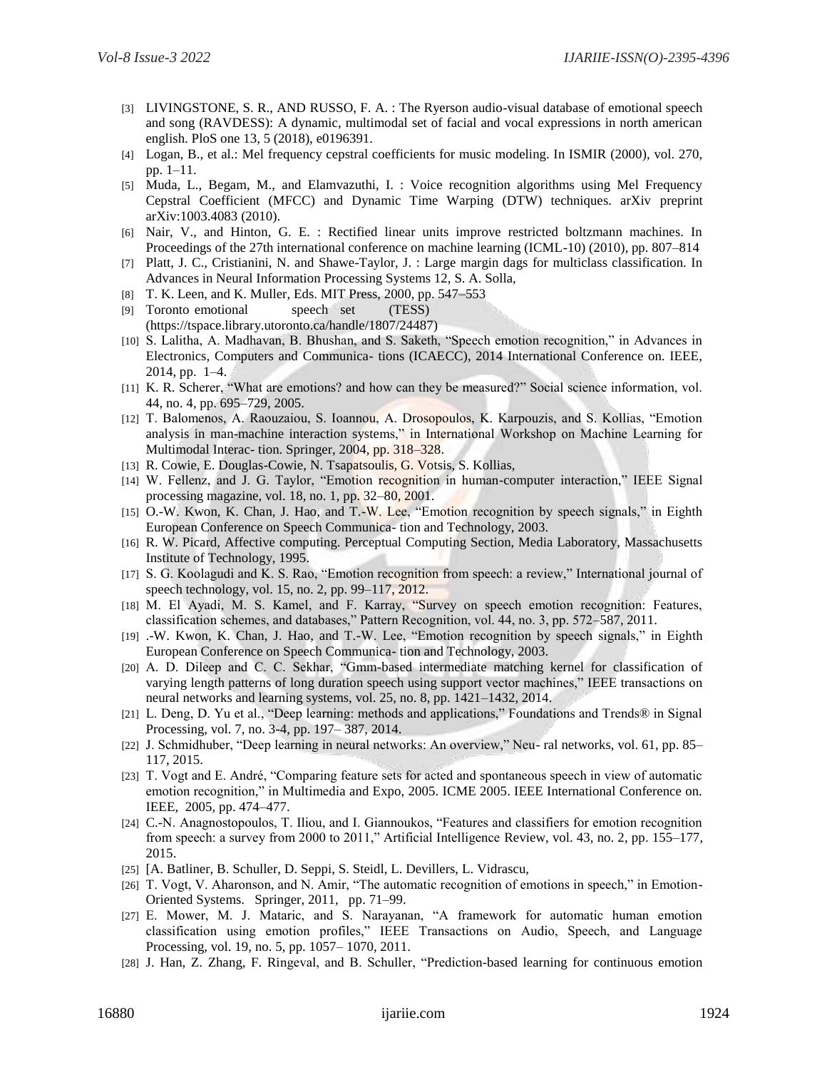[3] LIVINGSTONE, S. R., AND RUSSO, F. A. : The Ryerson audio-visual database of emotional speech and song (RAVDESS): A dynamic, multimodal set of facial and vocal expressions in north american english. PloS one 13, 5 (2018), e0196391.

[4] Logan, B., et al.: Mel frequency cepstral coefficients for music modeling. In ISMIR (2000), vol. 270, pp. 1–11.

[5] Muda, L., Begam, M., and Elamvazuthi, I. : Voice recognition algorithms using Mel Frequency Cepstral Coefficient (MFCC) and Dynamic Time Warping (DTW) techniques. arXiv preprint arXiv:1003.4083 (2010).

[6] Nair, V., and Hinton, G. E. : Rectified linear units improve restricted boltzmann machines. In Proceedings of the 27th international conference on machine learning (ICML-10) (2010), pp. 807–814

[7] Platt, J. C., Cristianini, N. and Shawe-Taylor, J. : Large margin dags for multiclass classification. In Advances in Neural Information Processing Systems 12, S. A. Solla,

[8] T. K. Leen, and K. Muller, Eds. MIT Press, 2000, pp. 547–553

[9] Toronto emotional speech set (TESS) (https://tspace.library.utoronto.ca/handle/1807/24487)

[10] S. Lalitha, A. Madhavan, B. Bhushan, and S. Saketh, "Speech emotion recognition," in Advances in Electronics, Computers and Communica- tions (ICAECC), 2014 International Conference on. IEEE, 2014, pp. 1–4.

[11] K. R. Scherer, "What are emotions? and how can they be measured?" Social science information, vol. 44, no. 4, pp. 695–729, 2005.

[12] T. Balomenos, A. Raouzaiou, S. Ioannou, A. Drosopoulos, K. Karpouzis, and S. Kollias, "Emotion analysis in man-machine interaction systems," in International Workshop on Machine Learning for Multimodal Interac- tion. Springer, 2004, pp. 318–328.

[13] R. Cowie, E. Douglas-Cowie, N. Tsapatsoulis, G. Votsis, S. Kollias,

[14] W. Fellenz, and J. G. Taylor, "Emotion recognition in human-computer interaction," IEEE Signal processing magazine, vol. 18, no. 1, pp. 32–80, 2001.

[15] O.-W. Kwon, K. Chan, J. Hao, and T.-W. Lee, "Emotion recognition by speech signals," in Eighth European Conference on Speech Communica- tion and Technology, 2003.

[16] R. W. Picard, Affective computing. Perceptual Computing Section, Media Laboratory, Massachusetts Institute of Technology, 1995.

[17] S. G. Koolagudi and K. S. Rao, "Emotion recognition from speech: a review," International journal of speech technology, vol. 15, no. 2, pp. 99–117, 2012.

[18] M. El Ayadi, M. S. Kamel, and F. Karray, "Survey on speech emotion recognition: Features, classification schemes, and databases," Pattern Recognition, vol. 44, no. 3, pp. 572–587, 2011.

[19] .-W. Kwon, K. Chan, J. Hao, and T.-W. Lee, "Emotion recognition by speech signals," in Eighth European Conference on Speech Communica- tion and Technology, 2003.

[20] A. D. Dileep and C. C. Sekhar, "Gmm-based intermediate matching kernel for classification of varying length patterns of long duration speech using support vector machines," IEEE transactions on neural networks and learning systems, vol. 25, no. 8, pp. 1421–1432, 2014.

[21] L. Deng, D. Yu et al., "Deep learning: methods and applications," Foundations and Trends® in Signal Processing, vol. 7, no. 3-4, pp. 197– 387, 2014.

[22] J. Schmidhuber, "Deep learning in neural networks: An overview," Neu- ral networks, vol. 61, pp. 85–117, 2015.

[23] T. Vogt and E. André, "Comparing feature sets for acted and spontaneous speech in view of automatic emotion recognition," in Multimedia and Expo, 2005. ICME 2005. IEEE International Conference on. IEEE, 2005, pp. 474–477.

[24] C.-N. Anagnostopoulos, T. Iliou, and I. Giannoukos, "Features and classifiers for emotion recognition from speech: a survey from 2000 to 2011," Artificial Intelligence Review, vol. 43, no. 2, pp. 155–177, 2015.

[25] [A. Batliner, B. Schuller, D. Seppi, S. Steidl, L. Devillers, L. Vidrascu,

[26] T. Vogt, V. Aharonson, and N. Amir, "The automatic recognition of emotions in speech," in Emotion-Oriented Systems. Springer, 2011, pp. 71–99.

[27] E. Mower, M. J. Mataric, and S. Narayanan, "A framework for automatic human emotion classification using emotion profiles," IEEE Transactions on Audio, Speech, and Language Processing, vol. 19, no. 5, pp. 1057– 1070, 2011.

[28] J. Han, Z. Zhang, F. Ringeval, and B. Schuller, "Prediction-based learning for continuous emotion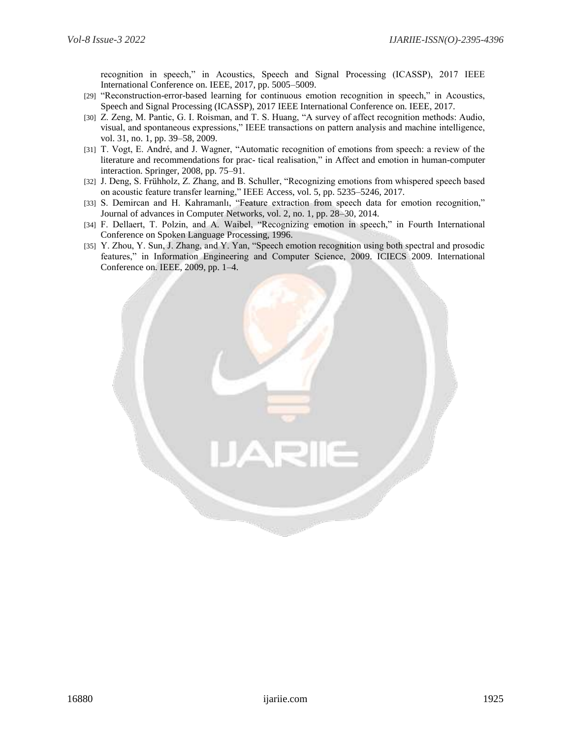recognition in speech," in Acoustics, Speech and Signal Processing (ICASSP), 2017 IEEE International Conference on. IEEE, 2017, pp. 5005–5009.

[29] "Reconstruction-error-based learning for continuous emotion recognition in speech," in Acoustics, Speech and Signal Processing (ICASSP), 2017 IEEE International Conference on. IEEE, 2017.

[30] Z. Zeng, M. Pantic, G. I. Roisman, and T. S. Huang, "A survey of affect recognition methods: Audio, visual, and spontaneous expressions," IEEE transactions on pattern analysis and machine intelligence, vol. 31, no. 1, pp. 39–58, 2009.

[31] T. Vogt, E. André, and J. Wagner, "Automatic recognition of emotions from speech: a review of the literature and recommendations for prac- tical realisation," in Affect and emotion in human-computer interaction. Springer, 2008, pp. 75–91.

[32] J. Deng, S. Frühholz, Z. Zhang, and B. Schuller, "Recognizing emotions from whispered speech based on acoustic feature transfer learning," IEEE Access, vol. 5, pp. 5235–5246, 2017.

[33] S. Demircan and H. Kahramanlı, "Feature extraction from speech data for emotion recognition," Journal of advances in Computer Networks, vol. 2, no. 1, pp. 28–30, 2014.

[34] F. Dellaert, T. Polzin, and A. Waibel, "Recognizing emotion in speech," in Fourth International Conference on Spoken Language Processing, 1996.

[35] Y. Zhou, Y. Sun, J. Zhang, and Y. Yan, "Speech emotion recognition using both spectral and prosodic features," in Information Engineering and Computer Science, 2009. ICIECS 2009. International Conference on. IEEE, 2009, pp. 1–4.